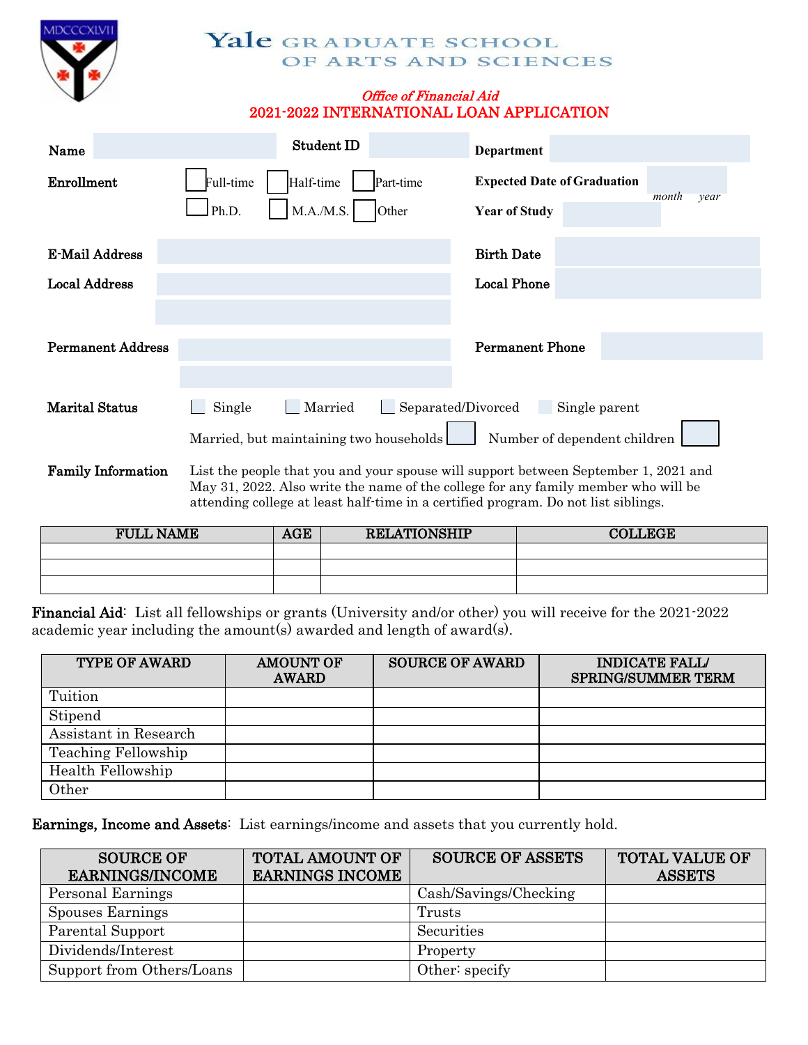# Yale GRADUATE SCHOOL OF ARTS AND SCIENCES

*Office of Financial Aid*

## 2021-2022 INTERNATIONAL LOAN APPLICATION

**Name** ____ **Student ID** ____ **Department** ____

**Enrollment** ☐ Full-time ☐ Half-time ☐ Part-time **Expected Date of Graduation** ____ *month year*

☐ Ph.D. ☐ M.A./M.S. ☐ Other **Year of Study** ____

**E-Mail Address** ____ **Birth Date** ____

**Local Address** ____ **Local Phone** ____

**Permanent Address** ____ **Permanent Phone** ____

**Marital Status** ☐ Single ☐ Married ☐ Separated/Divorced ☐ Single parent

Married, but maintaining two households ☐ Number of dependent children ☐

**Family Information** List the people that you and your spouse will support between September 1, 2021 and May 31, 2022. Also write the name of the college for any family member who will be attending college at least half-time in a certified program. Do not list siblings.

| FULL NAME | AGE | RELATIONSHIP | COLLEGE |
|---|---|---|---|
| | | | |
| | | | |
| | | | |

**Financial Aid**: List all fellowships or grants (University and/or other) you will receive for the 2021-2022 academic year including the amount(s) awarded and length of award(s).

| TYPE OF AWARD | AMOUNT OF AWARD | SOURCE OF AWARD | INDICATE FALL/ SPRING/SUMMER TERM |
|---|---|---|---|
| Tuition | | | |
| Stipend | | | |
| Assistant in Research | | | |
| Teaching Fellowship | | | |
| Health Fellowship | | | |
| Other | | | |

**Earnings, Income and Assets**: List earnings/income and assets that you currently hold.

| SOURCE OF EARNINGS/INCOME | TOTAL AMOUNT OF EARNINGS INCOME | SOURCE OF ASSETS | TOTAL VALUE OF ASSETS |
|---|---|---|---|
| Personal Earnings | | Cash/Savings/Checking | |
| Spouses Earnings | | Trusts | |
| Parental Support | | Securities | |
| Dividends/Interest | | Property | |
| Support from Others/Loans | | Other: specify | |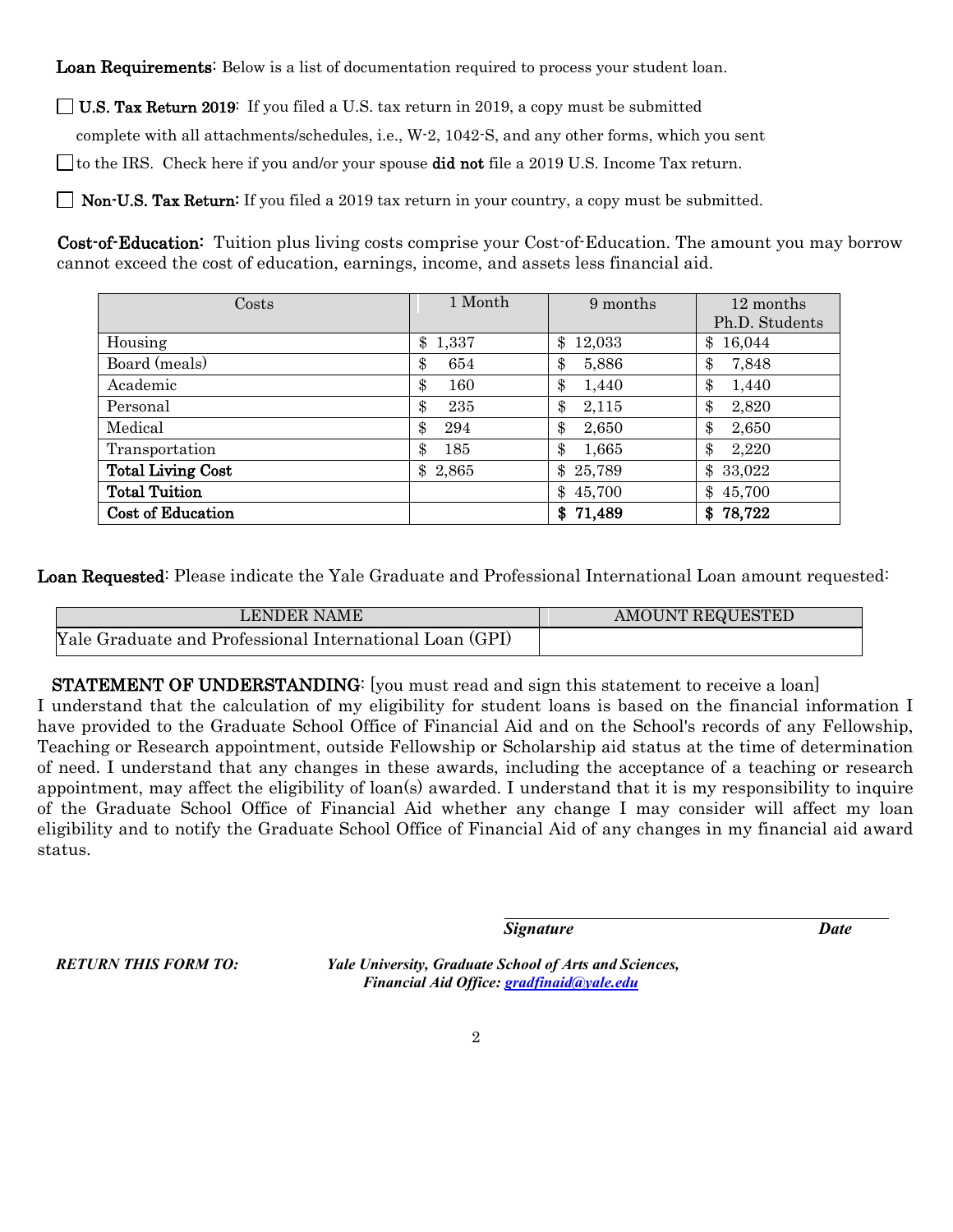**Loan Requirements**: Below is a list of documentation required to process your student loan.

☐ **U.S. Tax Return 2019**: If you filed a U.S. tax return in 2019, a copy must be submitted complete with all attachments/schedules, i.e., W-2, 1042-S, and any other forms, which you sent

☐ to the IRS. Check here if you and/or your spouse **did not** file a 2019 U.S. Income Tax return.

☐ **Non-U.S. Tax Return:** If you filed a 2019 tax return in your country, a copy must be submitted.

**Cost-of-Education:** Tuition plus living costs comprise your Cost-of-Education. The amount you may borrow cannot exceed the cost of education, earnings, income, and assets less financial aid.

| Costs | 1 Month | 9 months | 12 months Ph.D. Students |
|---|---|---|---|
| Housing | $ 1,337 | $ 12,033 | $ 16,044 |
| Board (meals) | $ 654 | $ 5,886 | $ 7,848 |
| Academic | $ 160 | $ 1,440 | $ 1,440 |
| Personal | $ 235 | $ 2,115 | $ 2,820 |
| Medical | $ 294 | $ 2,650 | $ 2,650 |
| Transportation | $ 185 | $ 1,665 | $ 2,220 |
| **Total Living Cost** | $ 2,865 | $ 25,789 | $ 33,022 |
| **Total Tuition** | | $ 45,700 | $ 45,700 |
| **Cost of Education** | | **$ 71,489** | **$ 78,722** |

**Loan Requested**: Please indicate the Yale Graduate and Professional International Loan amount requested:

| LENDER NAME | AMOUNT REQUESTED |
|---|---|
| Yale Graduate and Professional International Loan (GPI) | |

**STATEMENT OF UNDERSTANDING**: [you must read and sign this statement to receive a loan]
I understand that the calculation of my eligibility for student loans is based on the financial information I have provided to the Graduate School Office of Financial Aid and on the School's records of any Fellowship, Teaching or Research appointment, outside Fellowship or Scholarship aid status at the time of determination of need. I understand that any changes in these awards, including the acceptance of a teaching or research appointment, may affect the eligibility of loan(s) awarded. I understand that it is my responsibility to inquire of the Graduate School Office of Financial Aid whether any change I may consider will affect my loan eligibility and to notify the Graduate School Office of Financial Aid of any changes in my financial aid award status.

***Signature*** ***Date***

***RETURN THIS FORM TO:*** ***Yale University, Graduate School of Arts and Sciences, Financial Aid Office: gradfinaid@yale.edu***